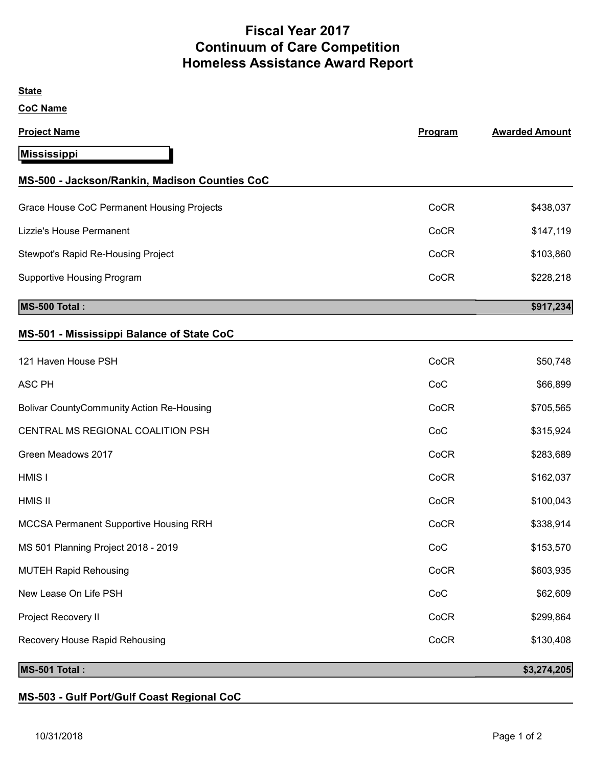# Fiscal Year 2017
# Continuum of Care Competition
# Homeless Assistance Award Report

**State**

**CoC Name**

| Project Name | Program | Awarded Amount |
|---|---|---|
| **Mississippi** | | |
| **MS-500 - Jackson/Rankin, Madison Counties CoC** | | |
| Grace House CoC Permanent Housing Projects | CoCR | $438,037 |
| Lizzie's House Permanent | CoCR | $147,119 |
| Stewpot's Rapid Re-Housing Project | CoCR | $103,860 |
| Supportive Housing Program | CoCR | $228,218 |
| **MS-500 Total :** | | **$917,234** |
| **MS-501 - Mississippi Balance of State CoC** | | |
| 121 Haven House PSH | CoCR | $50,748 |
| ASC PH | CoC | $66,899 |
| Bolivar CountyCommunity Action Re-Housing | CoCR | $705,565 |
| CENTRAL MS REGIONAL COALITION PSH | CoC | $315,924 |
| Green Meadows 2017 | CoCR | $283,689 |
| HMIS I | CoCR | $162,037 |
| HMIS II | CoCR | $100,043 |
| MCCSA Permanent Supportive Housing RRH | CoCR | $338,914 |
| MS 501 Planning Project 2018 - 2019 | CoC | $153,570 |
| MUTEH Rapid Rehousing | CoCR | $603,935 |
| New Lease On Life PSH | CoC | $62,609 |
| Project Recovery II | CoCR | $299,864 |
| Recovery House Rapid Rehousing | CoCR | $130,408 |
| **MS-501 Total :** | | **$3,274,205** |
| **MS-503 - Gulf Port/Gulf Coast Regional CoC** | | |

10/31/2018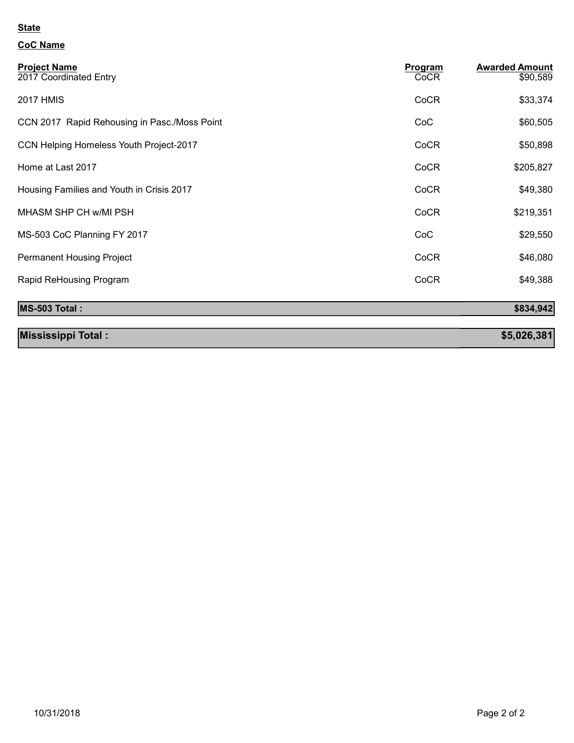**State**

**CoC Name**

| Project Name | Program | Awarded Amount |
| --- | --- | --- |
| 2017 Coordinated Entry | CoCR | $90,589 |
| 2017 HMIS | CoCR | $33,374 |
| CCN 2017 Rapid Rehousing in Pasc./Moss Point | CoC | $60,505 |
| CCN Helping Homeless Youth Project-2017 | CoCR | $50,898 |
| Home at Last 2017 | CoCR | $205,827 |
| Housing Families and Youth in Crisis 2017 | CoCR | $49,380 |
| MHASM SHP CH w/MI PSH | CoCR | $219,351 |
| MS-503 CoC Planning FY 2017 | CoC | $29,550 |
| Permanent Housing Project | CoCR | $46,080 |
| Rapid ReHousing Program | CoCR | $49,388 |
| **MS-503 Total :** | | **$834,942** |
| **Mississippi Total :** | | **$5,026,381** |

10/31/2018